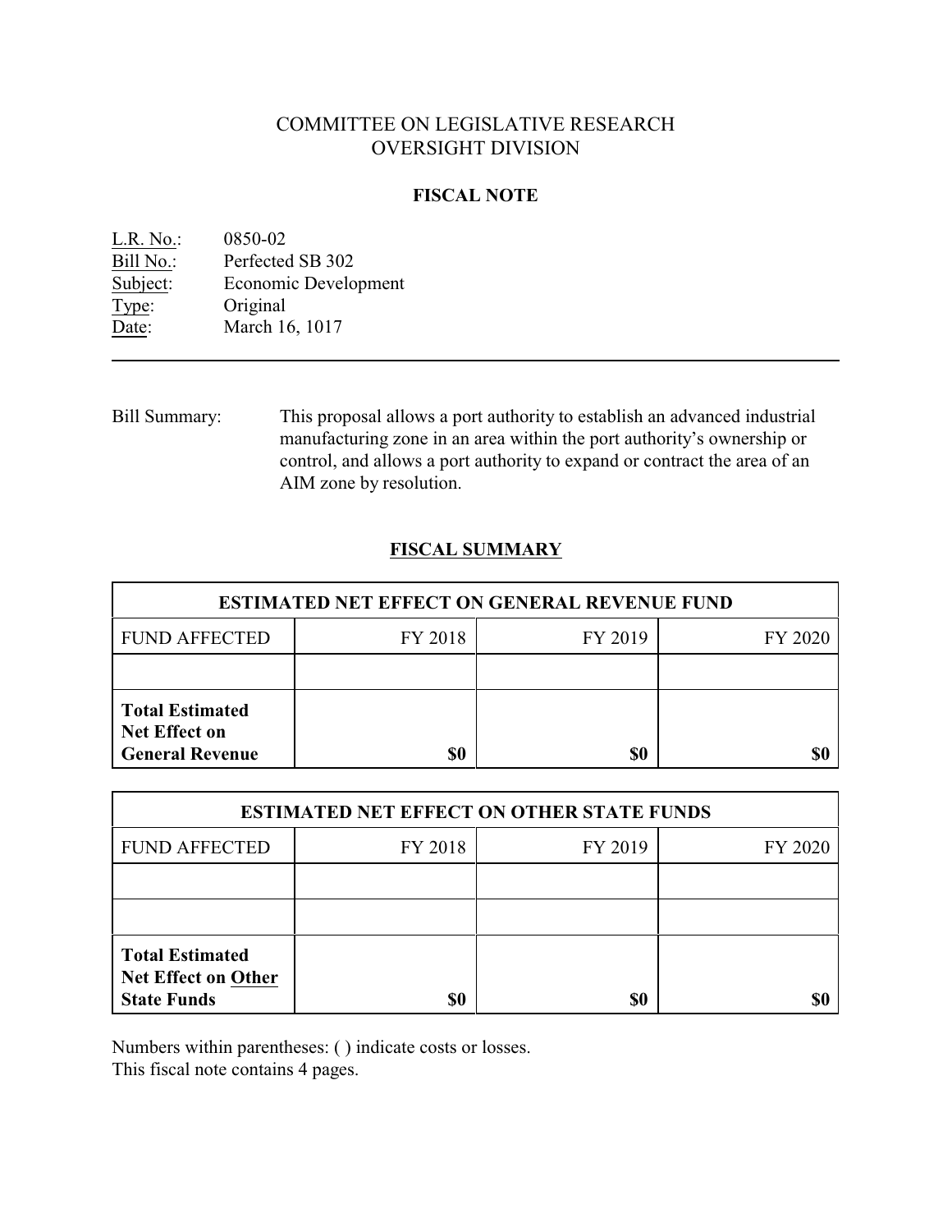# COMMITTEE ON LEGISLATIVE RESEARCH
# OVERSIGHT DIVISION

## FISCAL NOTE

L.R. No.: 0850-02
Bill No.: Perfected SB 302
Subject: Economic Development
Type: Original
Date: March 16, 1017

---

Bill Summary: This proposal allows a port authority to establish an advanced industrial manufacturing zone in an area within the port authority's ownership or control, and allows a port authority to expand or contract the area of an AIM zone by resolution.

## FISCAL SUMMARY

| ESTIMATED NET EFFECT ON GENERAL REVENUE FUND | | | |
|---|---|---|---|
| FUND AFFECTED | FY 2018 | FY 2019 | FY 2020 |
| | | | |
| **Total Estimated Net Effect on General Revenue** | **$0** | **$0** | **$0** |

| ESTIMATED NET EFFECT ON OTHER STATE FUNDS | | | |
|---|---|---|---|
| FUND AFFECTED | FY 2018 | FY 2019 | FY 2020 |
| | | | |
| | | | |
| **Total Estimated Net Effect on Other State Funds** | **$0** | **$0** | **$0** |

Numbers within parentheses: ( ) indicate costs or losses.
This fiscal note contains 4 pages.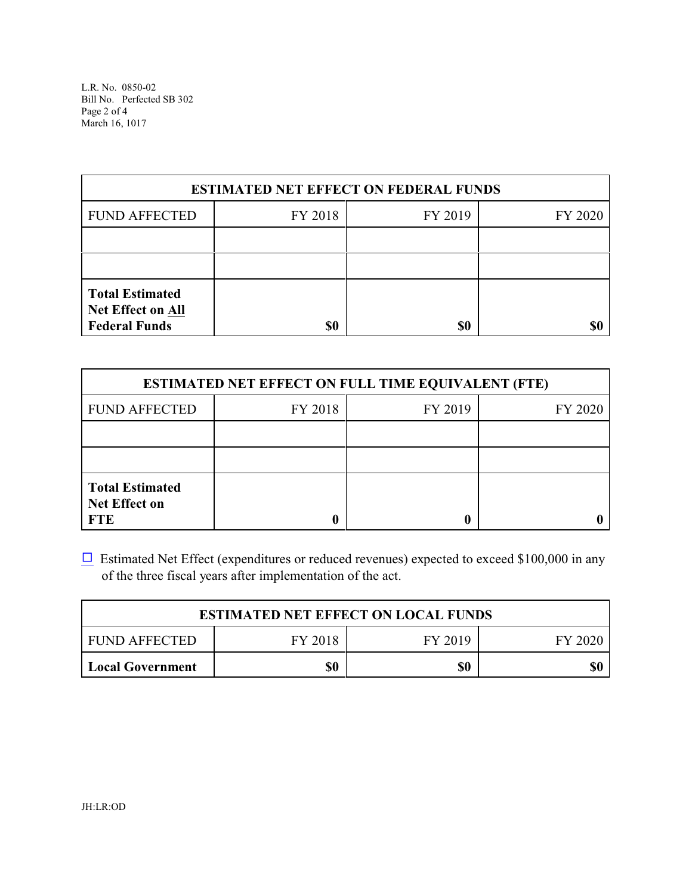| ESTIMATED NET EFFECT ON FEDERAL FUNDS | | | |
|---|---|---|---|
| FUND AFFECTED | FY 2018 | FY 2019 | FY 2020 |
| | | | |
| | | | |
| **Total Estimated Net Effect on <u>All</u> Federal Funds** | **$0** | **$0** | **$0** |

| ESTIMATED NET EFFECT ON FULL TIME EQUIVALENT (FTE) | | | |
|---|---|---|---|
| FUND AFFECTED | FY 2018 | FY 2019 | FY 2020 |
| | | | |
| | | | |
| **Total Estimated Net Effect on FTE** | **0** | **0** | **0** |

☐ Estimated Net Effect (expenditures or reduced revenues) expected to exceed $100,000 in any of the three fiscal years after implementation of the act.

| ESTIMATED NET EFFECT ON LOCAL FUNDS | | | |
|---|---|---|---|
| FUND AFFECTED | FY 2018 | FY 2019 | FY 2020 |
| **Local Government** | **$0** | **$0** | **$0** |

JH:LR:OD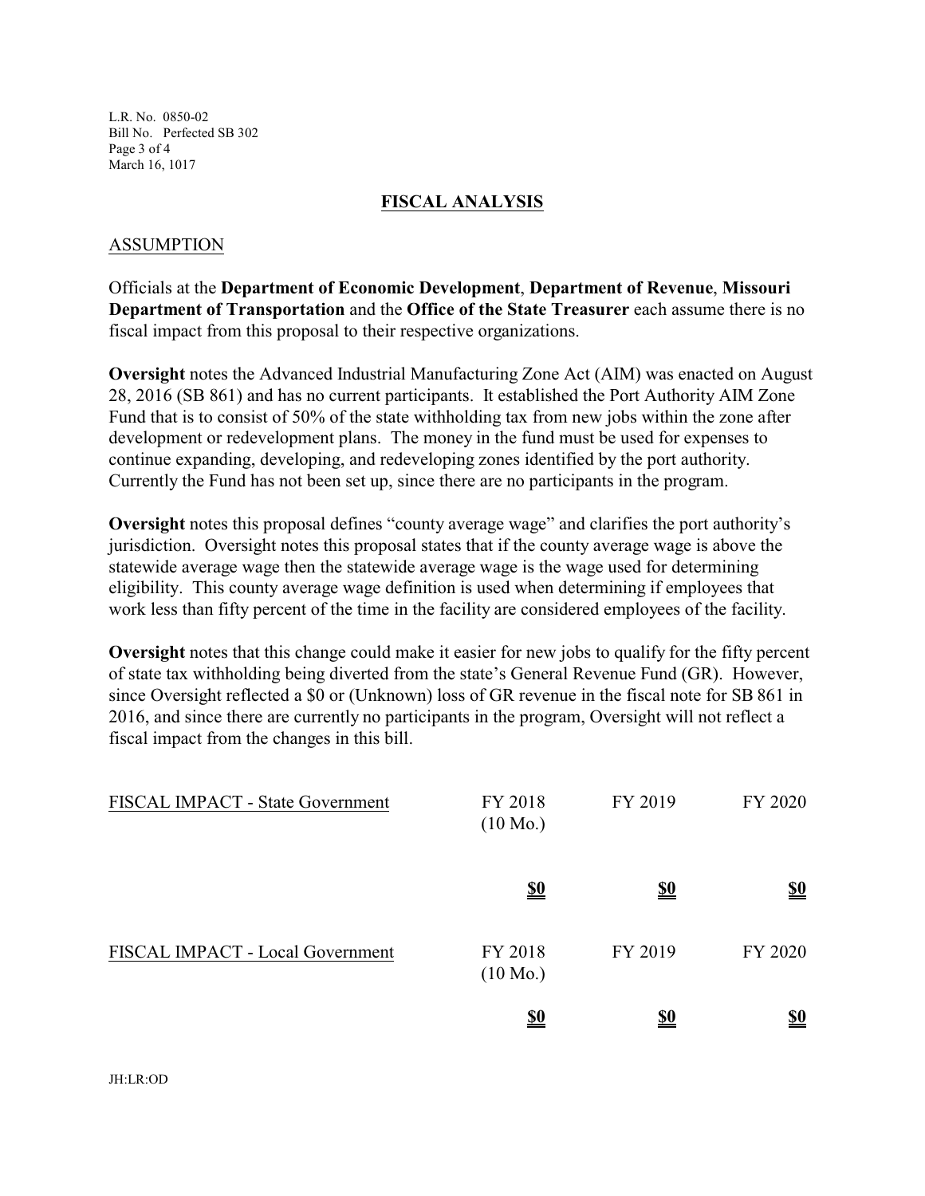## FISCAL ANALYSIS

### ASSUMPTION

Officials at the **Department of Economic Development**, **Department of Revenue**, **Missouri Department of Transportation** and the **Office of the State Treasurer** each assume there is no fiscal impact from this proposal to their respective organizations.

**Oversight** notes the Advanced Industrial Manufacturing Zone Act (AIM) was enacted on August 28, 2016 (SB 861) and has no current participants. It established the Port Authority AIM Zone Fund that is to consist of 50% of the state withholding tax from new jobs within the zone after development or redevelopment plans. The money in the fund must be used for expenses to continue expanding, developing, and redeveloping zones identified by the port authority. Currently the Fund has not been set up, since there are no participants in the program.

**Oversight** notes this proposal defines "county average wage" and clarifies the port authority's jurisdiction. Oversight notes this proposal states that if the county average wage is above the statewide average wage then the statewide average wage is the wage used for determining eligibility. This county average wage definition is used when determining if employees that work less than fifty percent of the time in the facility are considered employees of the facility.

**Oversight** notes that this change could make it easier for new jobs to qualify for the fifty percent of state tax withholding being diverted from the state's General Revenue Fund (GR). However, since Oversight reflected a $0 or (Unknown) loss of GR revenue in the fiscal note for SB 861 in 2016, and since there are currently no participants in the program, Oversight will not reflect a fiscal impact from the changes in this bill.

| FISCAL IMPACT - State Government | FY 2018 (10 Mo.) | FY 2019 | FY 2020 |
|---|---|---|---|
| | **$0** | **$0** | **$0** |

| FISCAL IMPACT - Local Government | FY 2018 (10 Mo.) | FY 2019 | FY 2020 |
|---|---|---|---|
| | **$0** | **$0** | **$0** |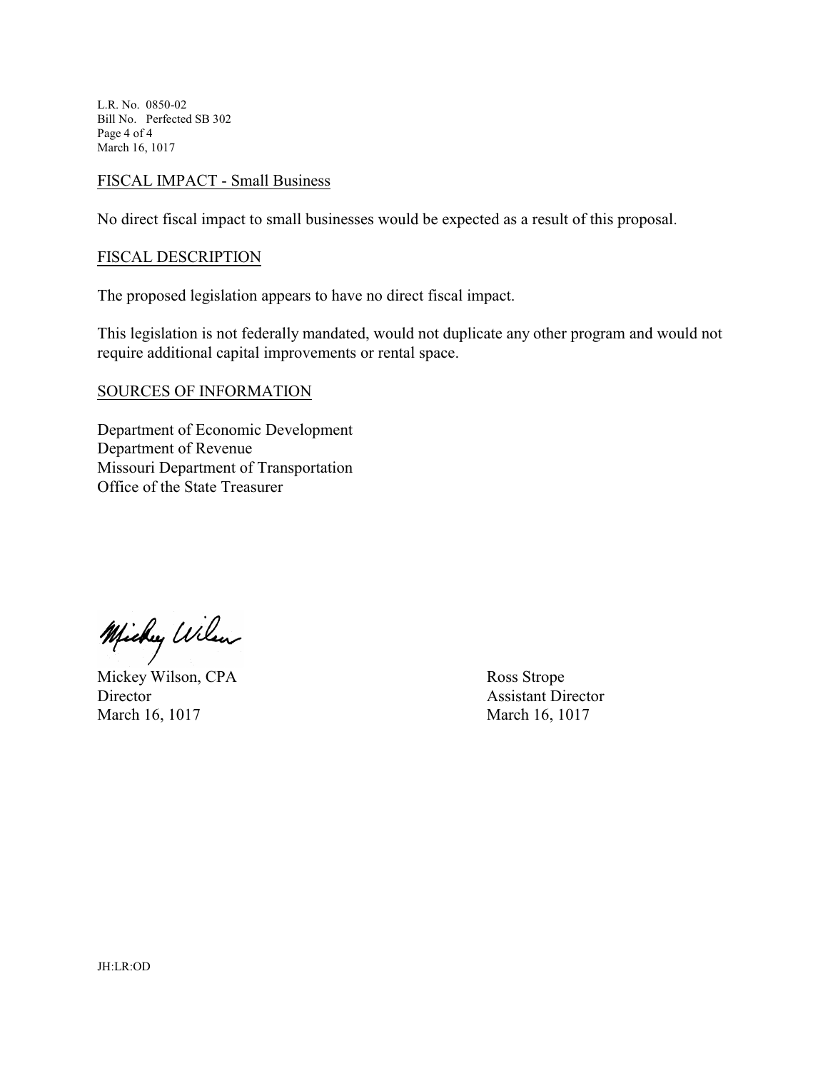FISCAL IMPACT - Small Business

No direct fiscal impact to small businesses would be expected as a result of this proposal.

FISCAL DESCRIPTION

The proposed legislation appears to have no direct fiscal impact.

This legislation is not federally mandated, would not duplicate any other program and would not require additional capital improvements or rental space.

SOURCES OF INFORMATION

Department of Economic Development
Department of Revenue
Missouri Department of Transportation
Office of the State Treasurer

Mickey Wilson, CPA
Director
March 16, 1017

Ross Strope
Assistant Director
March 16, 1017

JH:LR:OD